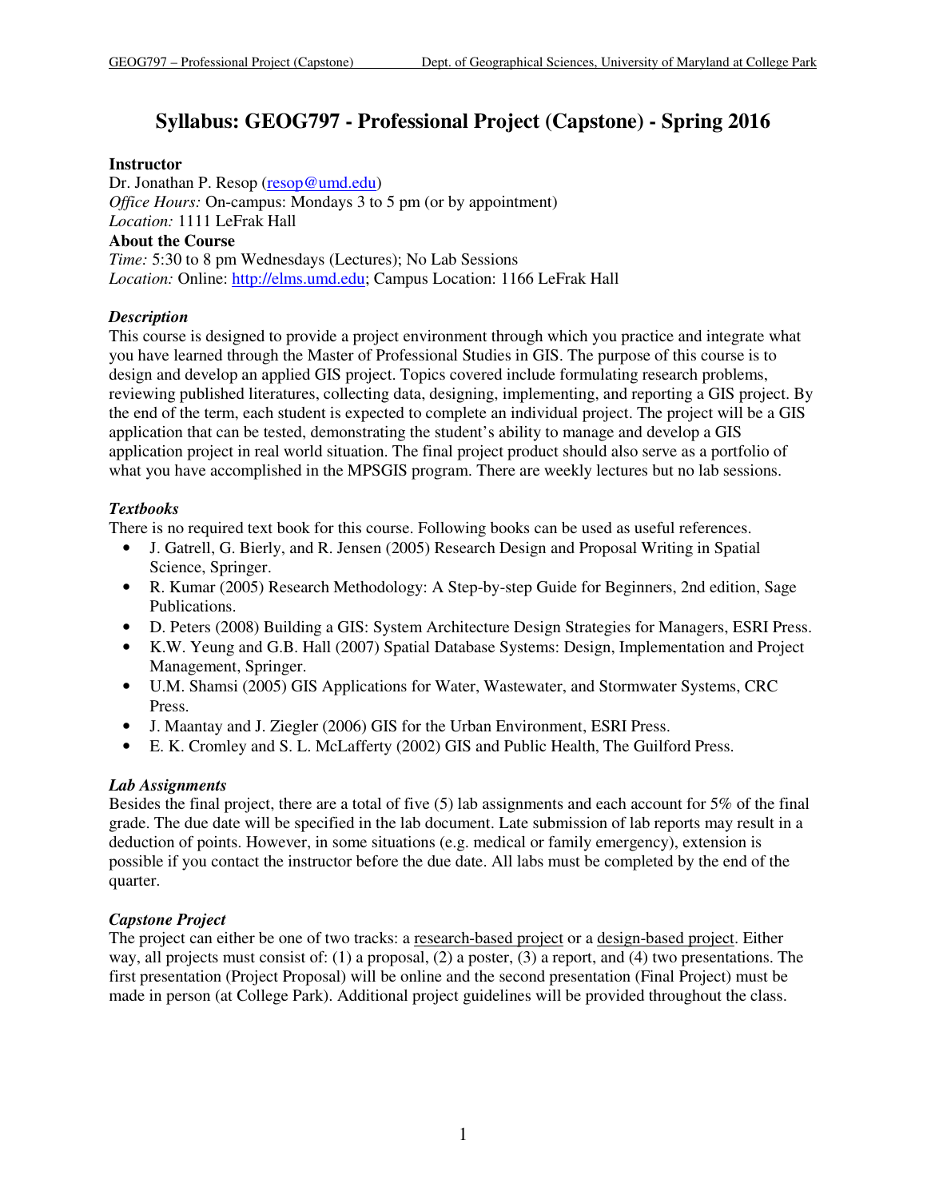# Syllabus: GEOG797 - Professional Project (Capstone) - Spring 2016

**Instructor**
Dr. Jonathan P. Resop (resop@umd.edu)
*Office Hours:* On-campus: Mondays 3 to 5 pm (or by appointment)
*Location:* 1111 LeFrak Hall
**About the Course**
*Time:* 5:30 to 8 pm Wednesdays (Lectures); No Lab Sessions
*Location:* Online: http://elms.umd.edu; Campus Location: 1166 LeFrak Hall

### *Description*

This course is designed to provide a project environment through which you practice and integrate what you have learned through the Master of Professional Studies in GIS. The purpose of this course is to design and develop an applied GIS project. Topics covered include formulating research problems, reviewing published literatures, collecting data, designing, implementing, and reporting a GIS project. By the end of the term, each student is expected to complete an individual project. The project will be a GIS application that can be tested, demonstrating the student's ability to manage and develop a GIS application project in real world situation. The final project product should also serve as a portfolio of what you have accomplished in the MPSGIS program. There are weekly lectures but no lab sessions.

### *Textbooks*

There is no required text book for this course. Following books can be used as useful references.

- J. Gatrell, G. Bierly, and R. Jensen (2005) Research Design and Proposal Writing in Spatial Science, Springer.
- R. Kumar (2005) Research Methodology: A Step-by-step Guide for Beginners, 2nd edition, Sage Publications.
- D. Peters (2008) Building a GIS: System Architecture Design Strategies for Managers, ESRI Press.
- K.W. Yeung and G.B. Hall (2007) Spatial Database Systems: Design, Implementation and Project Management, Springer.
- U.M. Shamsi (2005) GIS Applications for Water, Wastewater, and Stormwater Systems, CRC Press.
- J. Maantay and J. Ziegler (2006) GIS for the Urban Environment, ESRI Press.
- E. K. Cromley and S. L. McLafferty (2002) GIS and Public Health, The Guilford Press.

### *Lab Assignments*

Besides the final project, there are a total of five (5) lab assignments and each account for 5% of the final grade. The due date will be specified in the lab document. Late submission of lab reports may result in a deduction of points. However, in some situations (e.g. medical or family emergency), extension is possible if you contact the instructor before the due date. All labs must be completed by the end of the quarter.

### *Capstone Project*

The project can either be one of two tracks: a research-based project or a design-based project. Either way, all projects must consist of: (1) a proposal, (2) a poster, (3) a report, and (4) two presentations. The first presentation (Project Proposal) will be online and the second presentation (Final Project) must be made in person (at College Park). Additional project guidelines will be provided throughout the class.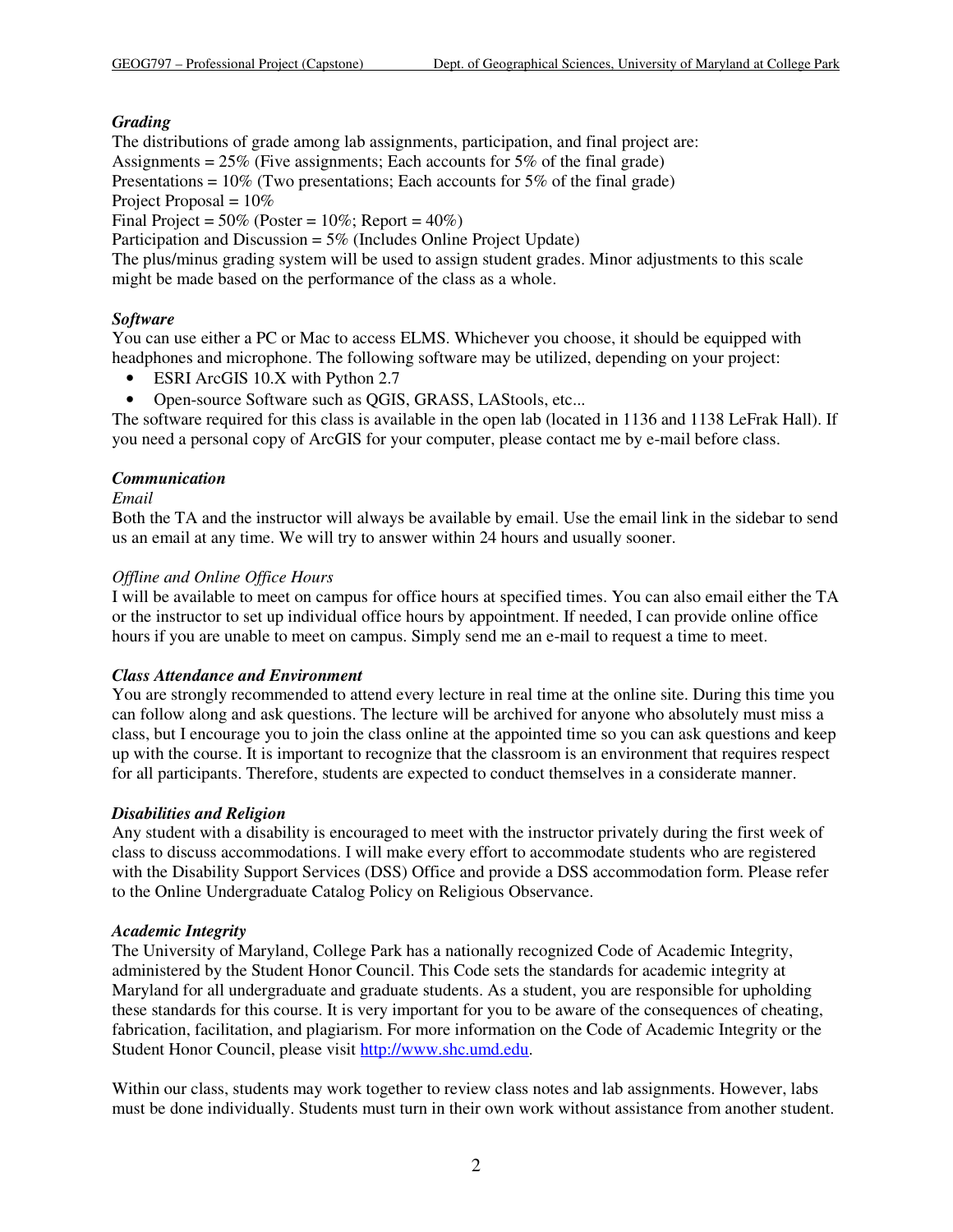### *Grading*

The distributions of grade among lab assignments, participation, and final project are:
Assignments = 25% (Five assignments; Each accounts for 5% of the final grade)
Presentations = 10% (Two presentations; Each accounts for 5% of the final grade)
Project Proposal = 10%
Final Project = 50% (Poster = 10%; Report = 40%)
Participation and Discussion = 5% (Includes Online Project Update)
The plus/minus grading system will be used to assign student grades. Minor adjustments to this scale might be made based on the performance of the class as a whole.

### *Software*

You can use either a PC or Mac to access ELMS. Whichever you choose, it should be equipped with headphones and microphone. The following software may be utilized, depending on your project:

- ESRI ArcGIS 10.X with Python 2.7
- Open-source Software such as QGIS, GRASS, LAStools, etc...

The software required for this class is available in the open lab (located in 1136 and 1138 LeFrak Hall). If you need a personal copy of ArcGIS for your computer, please contact me by e-mail before class.

### *Communication*

*Email*

Both the TA and the instructor will always be available by email. Use the email link in the sidebar to send us an email at any time. We will try to answer within 24 hours and usually sooner.

*Offline and Online Office Hours*

I will be available to meet on campus for office hours at specified times. You can also email either the TA or the instructor to set up individual office hours by appointment. If needed, I can provide online office hours if you are unable to meet on campus. Simply send me an e-mail to request a time to meet.

### *Class Attendance and Environment*

You are strongly recommended to attend every lecture in real time at the online site. During this time you can follow along and ask questions. The lecture will be archived for anyone who absolutely must miss a class, but I encourage you to join the class online at the appointed time so you can ask questions and keep up with the course. It is important to recognize that the classroom is an environment that requires respect for all participants. Therefore, students are expected to conduct themselves in a considerate manner.

### *Disabilities and Religion*

Any student with a disability is encouraged to meet with the instructor privately during the first week of class to discuss accommodations. I will make every effort to accommodate students who are registered with the Disability Support Services (DSS) Office and provide a DSS accommodation form. Please refer to the Online Undergraduate Catalog Policy on Religious Observance.

### *Academic Integrity*

The University of Maryland, College Park has a nationally recognized Code of Academic Integrity, administered by the Student Honor Council. This Code sets the standards for academic integrity at Maryland for all undergraduate and graduate students. As a student, you are responsible for upholding these standards for this course. It is very important for you to be aware of the consequences of cheating, fabrication, facilitation, and plagiarism. For more information on the Code of Academic Integrity or the Student Honor Council, please visit http://www.shc.umd.edu.

Within our class, students may work together to review class notes and lab assignments. However, labs must be done individually. Students must turn in their own work without assistance from another student.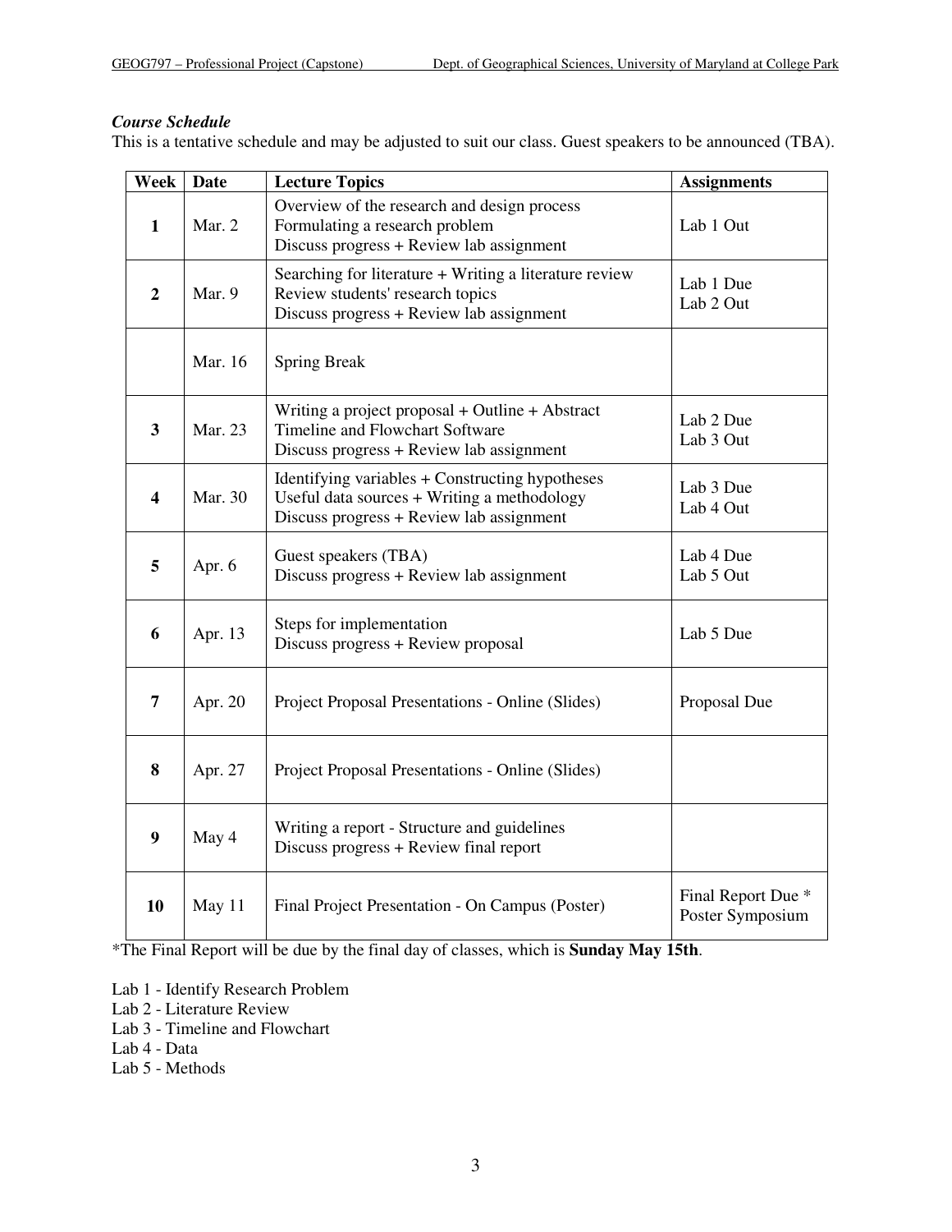***Course Schedule***

This is a tentative schedule and may be adjusted to suit our class. Guest speakers to be announced (TBA).

| Week | Date | Lecture Topics | Assignments |
|---|---|---|---|
| **1** | Mar. 2 | Overview of the research and design process<br>Formulating a research problem<br>Discuss progress + Review lab assignment | Lab 1 Out |
| **2** | Mar. 9 | Searching for literature + Writing a literature review<br>Review students' research topics<br>Discuss progress + Review lab assignment | Lab 1 Due<br>Lab 2 Out |
| | Mar. 16 | Spring Break | |
| **3** | Mar. 23 | Writing a project proposal + Outline + Abstract<br>Timeline and Flowchart Software<br>Discuss progress + Review lab assignment | Lab 2 Due<br>Lab 3 Out |
| **4** | Mar. 30 | Identifying variables + Constructing hypotheses<br>Useful data sources + Writing a methodology<br>Discuss progress + Review lab assignment | Lab 3 Due<br>Lab 4 Out |
| **5** | Apr. 6 | Guest speakers (TBA)<br>Discuss progress + Review lab assignment | Lab 4 Due<br>Lab 5 Out |
| **6** | Apr. 13 | Steps for implementation<br>Discuss progress + Review proposal | Lab 5 Due |
| **7** | Apr. 20 | Project Proposal Presentations - Online (Slides) | Proposal Due |
| **8** | Apr. 27 | Project Proposal Presentations - Online (Slides) | |
| **9** | May 4 | Writing a report - Structure and guidelines<br>Discuss progress + Review final report | |
| **10** | May 11 | Final Project Presentation - On Campus (Poster) | Final Report Due *<br>Poster Symposium |

*The Final Report will be due by the final day of classes, which is **Sunday May 15th**.

Lab 1 - Identify Research Problem
Lab 2 - Literature Review
Lab 3 - Timeline and Flowchart
Lab 4 - Data
Lab 5 - Methods